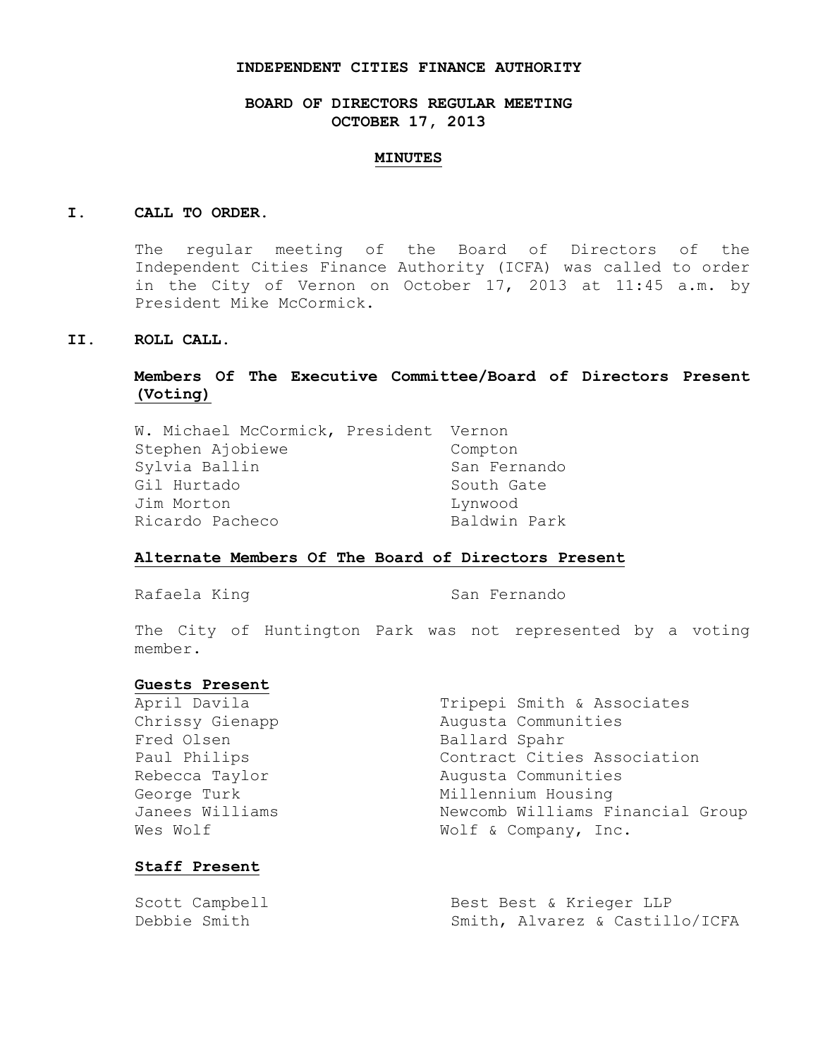# INDEPENDENT CITIES FINANCE AUTHORITY

## BOARD OF DIRECTORS REGULAR MEETING
## OCTOBER 17, 2013

## MINUTES

### I. CALL TO ORDER.

The regular meeting of the Board of Directors of the Independent Cities Finance Authority (ICFA) was called to order in the City of Vernon on October 17, 2013 at 11:45 a.m. by President Mike McCormick.

### II. ROLL CALL.

**Members Of The Executive Committee/Board of Directors Present (Voting)**

| | |
|---|---|
| W. Michael McCormick, President | Vernon |
| Stephen Ajobiewe | Compton |
| Sylvia Ballin | San Fernando |
| Gil Hurtado | South Gate |
| Jim Morton | Lynwood |
| Ricardo Pacheco | Baldwin Park |

**Alternate Members Of The Board of Directors Present**

| | |
|---|---|
| Rafaela King | San Fernando |

The City of Huntington Park was not represented by a voting member.

**Guests Present**

| | |
|---|---|
| April Davila | Tripepi Smith & Associates |
| Chrissy Gienapp | Augusta Communities |
| Fred Olsen | Ballard Spahr |
| Paul Philips | Contract Cities Association |
| Rebecca Taylor | Augusta Communities |
| George Turk | Millennium Housing |
| Janees Williams | Newcomb Williams Financial Group |
| Wes Wolf | Wolf & Company, Inc. |

**Staff Present**

| | |
|---|---|
| Scott Campbell | Best Best & Krieger LLP |
| Debbie Smith | Smith, Alvarez & Castillo/ICFA |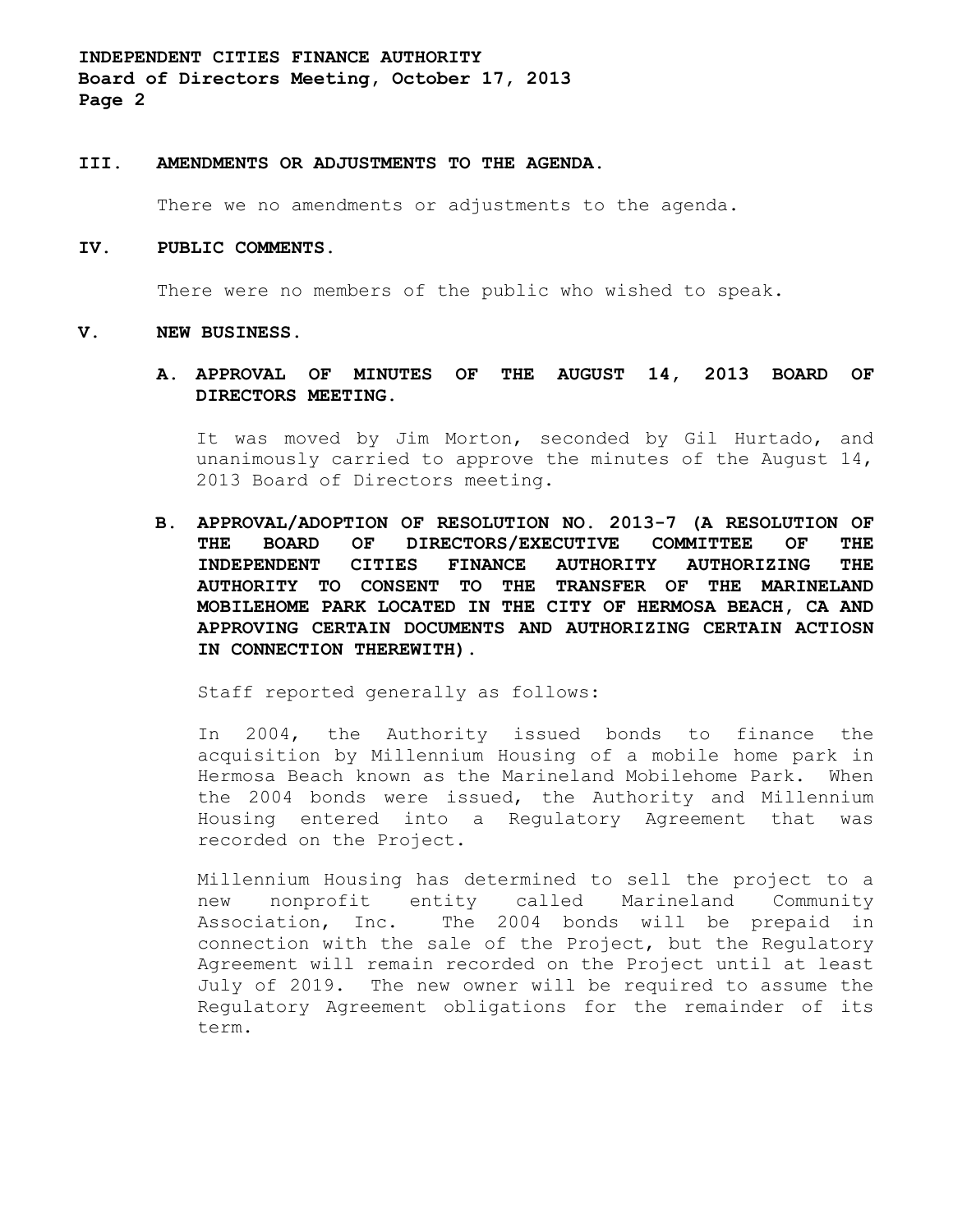## III. AMENDMENTS OR ADJUSTMENTS TO THE AGENDA.

There we no amendments or adjustments to the agenda.

## IV. PUBLIC COMMENTS.

There were no members of the public who wished to speak.

## V. NEW BUSINESS.

### A. APPROVAL OF MINUTES OF THE AUGUST 14, 2013 BOARD OF DIRECTORS MEETING.

It was moved by Jim Morton, seconded by Gil Hurtado, and unanimously carried to approve the minutes of the August 14, 2013 Board of Directors meeting.

### B. APPROVAL/ADOPTION OF RESOLUTION NO. 2013-7 (A RESOLUTION OF THE BOARD OF DIRECTORS/EXECUTIVE COMMITTEE OF THE INDEPENDENT CITIES FINANCE AUTHORITY AUTHORIZING THE AUTHORITY TO CONSENT TO THE TRANSFER OF THE MARINELAND MOBILEHOME PARK LOCATED IN THE CITY OF HERMOSA BEACH, CA AND APPROVING CERTAIN DOCUMENTS AND AUTHORIZING CERTAIN ACTIOSN IN CONNECTION THEREWITH).

Staff reported generally as follows:

In 2004, the Authority issued bonds to finance the acquisition by Millennium Housing of a mobile home park in Hermosa Beach known as the Marineland Mobilehome Park. When the 2004 bonds were issued, the Authority and Millennium Housing entered into a Regulatory Agreement that was recorded on the Project.

Millennium Housing has determined to sell the project to a new nonprofit entity called Marineland Community Association, Inc. The 2004 bonds will be prepaid in connection with the sale of the Project, but the Regulatory Agreement will remain recorded on the Project until at least July of 2019. The new owner will be required to assume the Regulatory Agreement obligations for the remainder of its term.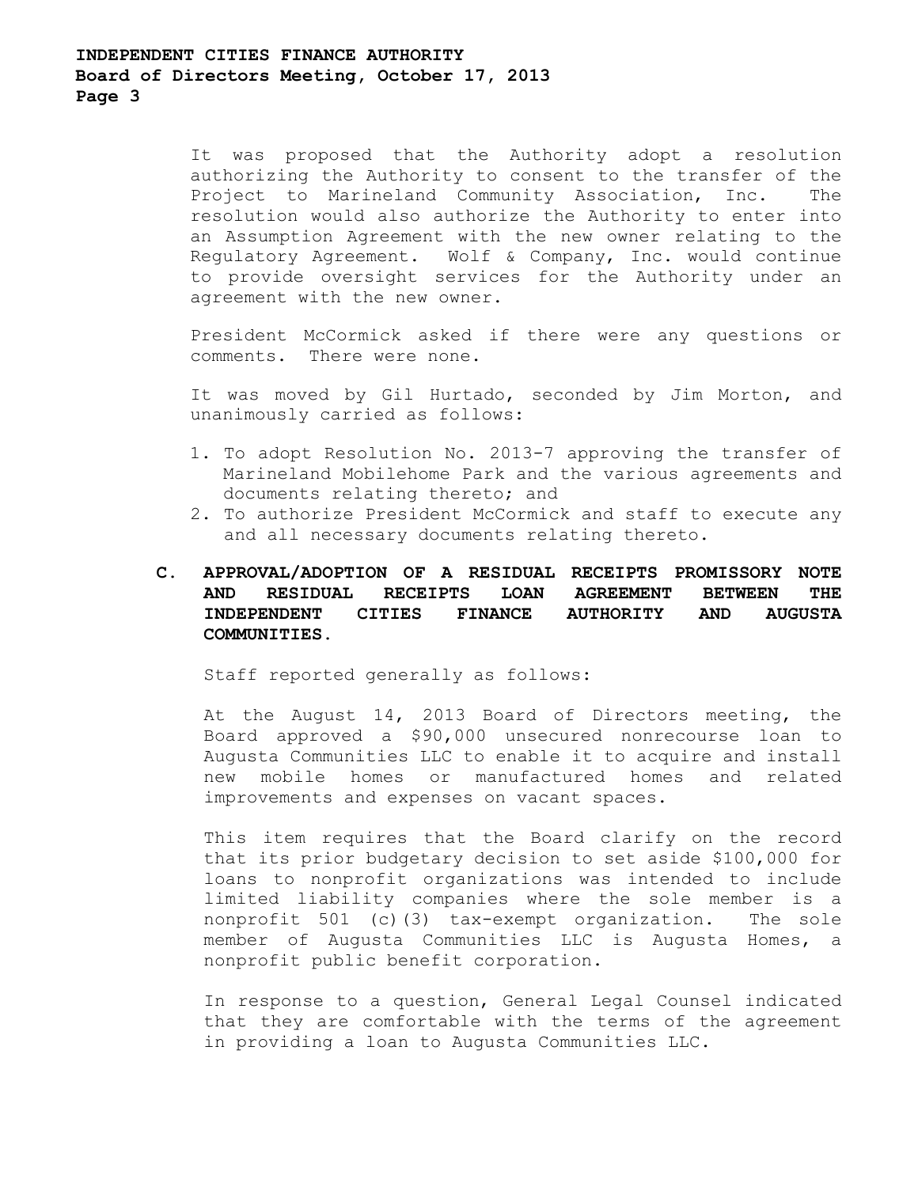It was proposed that the Authority adopt a resolution authorizing the Authority to consent to the transfer of the Project to Marineland Community Association, Inc. The resolution would also authorize the Authority to enter into an Assumption Agreement with the new owner relating to the Regulatory Agreement. Wolf & Company, Inc. would continue to provide oversight services for the Authority under an agreement with the new owner.

President McCormick asked if there were any questions or comments. There were none.

It was moved by Gil Hurtado, seconded by Jim Morton, and unanimously carried as follows:

1. To adopt Resolution No. 2013-7 approving the transfer of Marineland Mobilehome Park and the various agreements and documents relating thereto; and
2. To authorize President McCormick and staff to execute any and all necessary documents relating thereto.

**C. APPROVAL/ADOPTION OF A RESIDUAL RECEIPTS PROMISSORY NOTE AND RESIDUAL RECEIPTS LOAN AGREEMENT BETWEEN THE INDEPENDENT CITIES FINANCE AUTHORITY AND AUGUSTA COMMUNITIES.**

Staff reported generally as follows:

At the August 14, 2013 Board of Directors meeting, the Board approved a $90,000 unsecured nonrecourse loan to Augusta Communities LLC to enable it to acquire and install new mobile homes or manufactured homes and related improvements and expenses on vacant spaces.

This item requires that the Board clarify on the record that its prior budgetary decision to set aside $100,000 for loans to nonprofit organizations was intended to include limited liability companies where the sole member is a nonprofit 501 (c)(3) tax-exempt organization. The sole member of Augusta Communities LLC is Augusta Homes, a nonprofit public benefit corporation.

In response to a question, General Legal Counsel indicated that they are comfortable with the terms of the agreement in providing a loan to Augusta Communities LLC.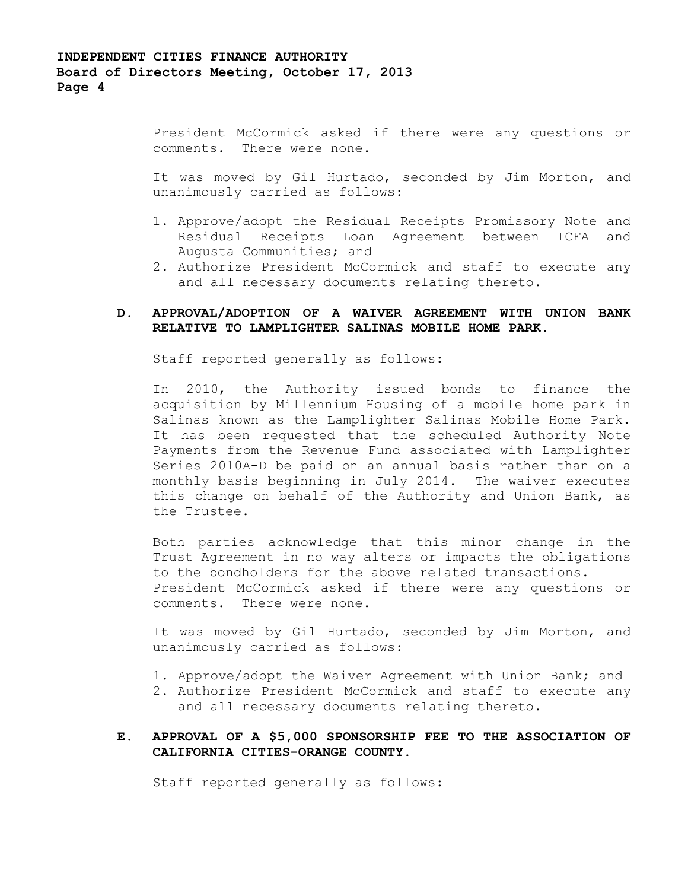President McCormick asked if there were any questions or comments. There were none.

It was moved by Gil Hurtado, seconded by Jim Morton, and unanimously carried as follows:

1. Approve/adopt the Residual Receipts Promissory Note and Residual Receipts Loan Agreement between ICFA and Augusta Communities; and
2. Authorize President McCormick and staff to execute any and all necessary documents relating thereto.

**D. APPROVAL/ADOPTION OF A WAIVER AGREEMENT WITH UNION BANK RELATIVE TO LAMPLIGHTER SALINAS MOBILE HOME PARK.**

Staff reported generally as follows:

In 2010, the Authority issued bonds to finance the acquisition by Millennium Housing of a mobile home park in Salinas known as the Lamplighter Salinas Mobile Home Park. It has been requested that the scheduled Authority Note Payments from the Revenue Fund associated with Lamplighter Series 2010A-D be paid on an annual basis rather than on a monthly basis beginning in July 2014. The waiver executes this change on behalf of the Authority and Union Bank, as the Trustee.

Both parties acknowledge that this minor change in the Trust Agreement in no way alters or impacts the obligations to the bondholders for the above related transactions.
President McCormick asked if there were any questions or comments. There were none.

It was moved by Gil Hurtado, seconded by Jim Morton, and unanimously carried as follows:

1. Approve/adopt the Waiver Agreement with Union Bank; and
2. Authorize President McCormick and staff to execute any and all necessary documents relating thereto.

**E. APPROVAL OF A $5,000 SPONSORSHIP FEE TO THE ASSOCIATION OF CALIFORNIA CITIES-ORANGE COUNTY.**

Staff reported generally as follows: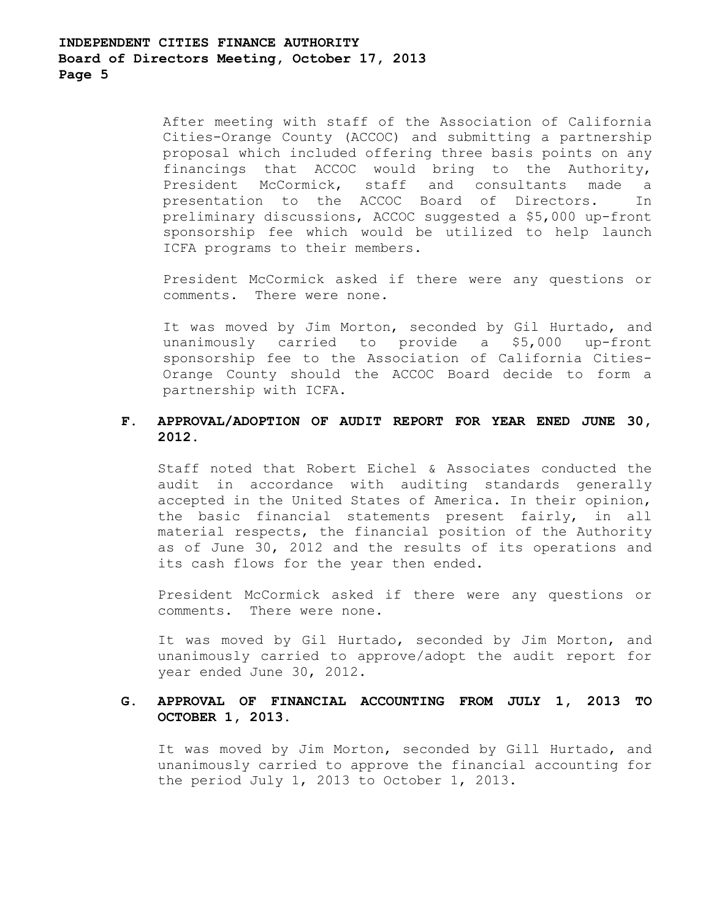After meeting with staff of the Association of California Cities-Orange County (ACCOC) and submitting a partnership proposal which included offering three basis points on any financings that ACCOC would bring to the Authority, President McCormick, staff and consultants made a presentation to the ACCOC Board of Directors. In preliminary discussions, ACCOC suggested a $5,000 up-front sponsorship fee which would be utilized to help launch ICFA programs to their members.

President McCormick asked if there were any questions or comments. There were none.

It was moved by Jim Morton, seconded by Gil Hurtado, and unanimously carried to provide a $5,000 up-front sponsorship fee to the Association of California Cities-Orange County should the ACCOC Board decide to form a partnership with ICFA.

**F. APPROVAL/ADOPTION OF AUDIT REPORT FOR YEAR ENED JUNE 30, 2012.**

Staff noted that Robert Eichel & Associates conducted the audit in accordance with auditing standards generally accepted in the United States of America. In their opinion, the basic financial statements present fairly, in all material respects, the financial position of the Authority as of June 30, 2012 and the results of its operations and its cash flows for the year then ended.

President McCormick asked if there were any questions or comments. There were none.

It was moved by Gil Hurtado, seconded by Jim Morton, and unanimously carried to approve/adopt the audit report for year ended June 30, 2012.

**G. APPROVAL OF FINANCIAL ACCOUNTING FROM JULY 1, 2013 TO OCTOBER 1, 2013.**

It was moved by Jim Morton, seconded by Gill Hurtado, and unanimously carried to approve the financial accounting for the period July 1, 2013 to October 1, 2013.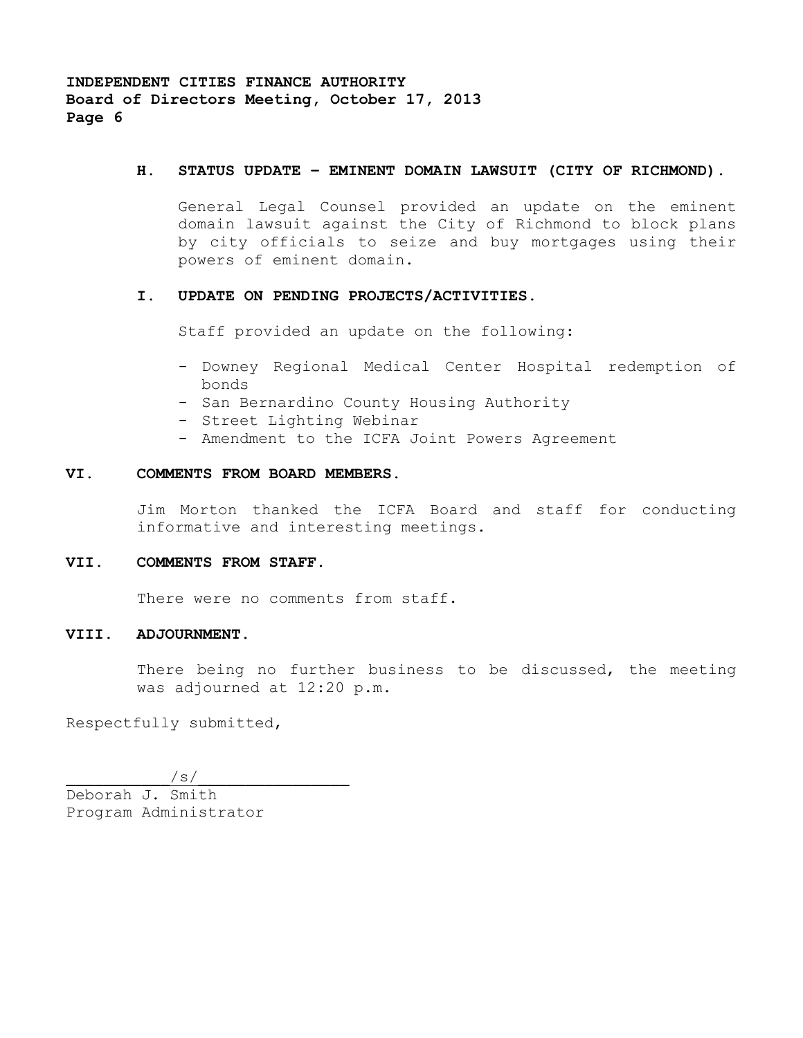**H. STATUS UPDATE – EMINENT DOMAIN LAWSUIT (CITY OF RICHMOND).**

General Legal Counsel provided an update on the eminent domain lawsuit against the City of Richmond to block plans by city officials to seize and buy mortgages using their powers of eminent domain.

**I. UPDATE ON PENDING PROJECTS/ACTIVITIES.**

Staff provided an update on the following:

- Downey Regional Medical Center Hospital redemption of bonds
- San Bernardino County Housing Authority
- Street Lighting Webinar
- Amendment to the ICFA Joint Powers Agreement

## VI. COMMENTS FROM BOARD MEMBERS.

Jim Morton thanked the ICFA Board and staff for conducting informative and interesting meetings.

## VII. COMMENTS FROM STAFF.

There were no comments from staff.

## VIII. ADJOURNMENT.

There being no further business to be discussed, the meeting was adjourned at 12:20 p.m.

Respectfully submitted,

/s/

Deborah J. Smith
Program Administrator